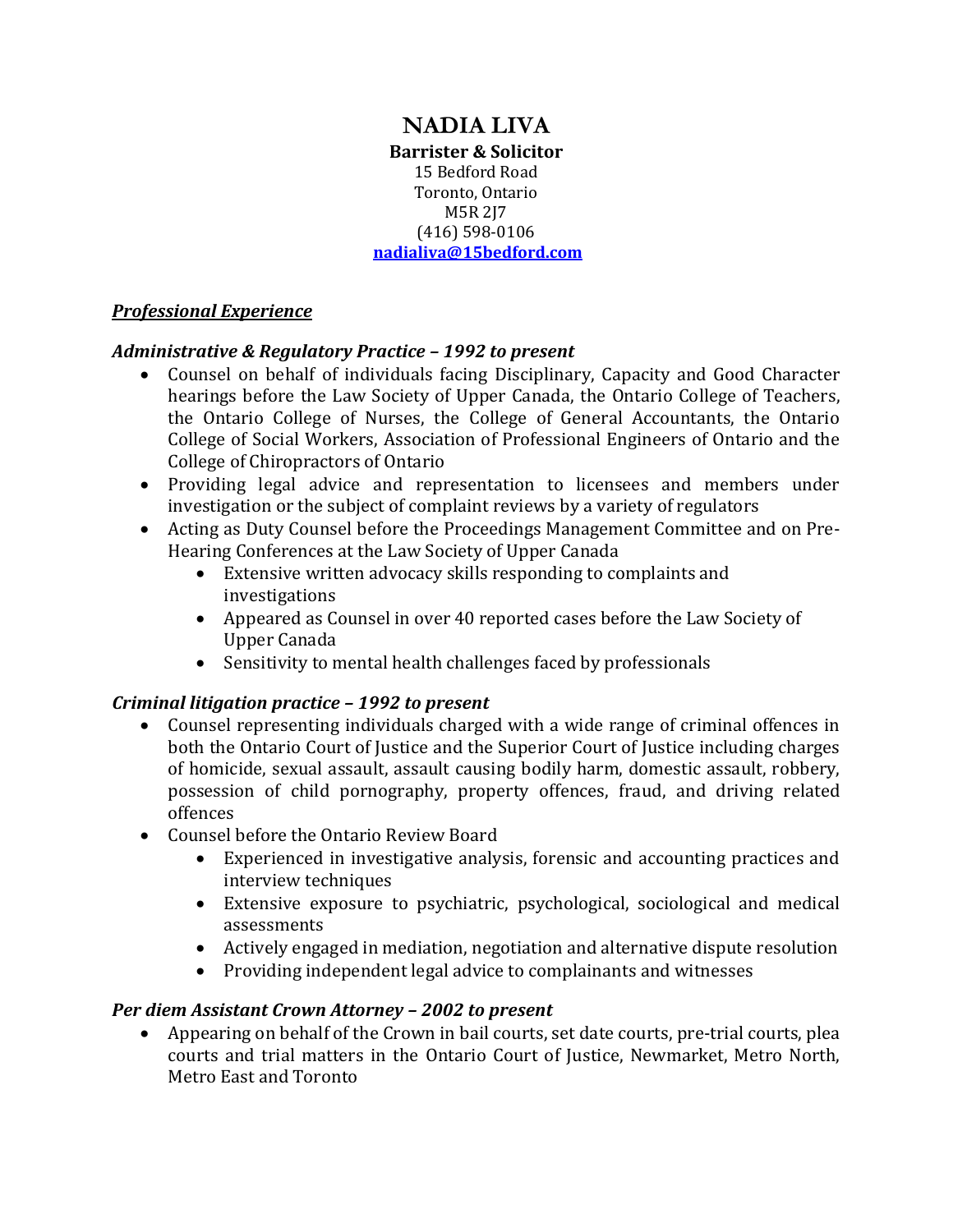# NADIA LIVA

**Barrister & Solicitor**
15 Bedford Road
Toronto, Ontario
M5R 2J7
(416) 598-0106
**nadialiva@15bedford.com**

## ***Professional Experience***

### *Administrative & Regulatory Practice – 1992 to present*

- Counsel on behalf of individuals facing Disciplinary, Capacity and Good Character hearings before the Law Society of Upper Canada, the Ontario College of Teachers, the Ontario College of Nurses, the College of General Accountants, the Ontario College of Social Workers, Association of Professional Engineers of Ontario and the College of Chiropractors of Ontario
- Providing legal advice and representation to licensees and members under investigation or the subject of complaint reviews by a variety of regulators
- Acting as Duty Counsel before the Proceedings Management Committee and on Pre-Hearing Conferences at the Law Society of Upper Canada
  - Extensive written advocacy skills responding to complaints and investigations
  - Appeared as Counsel in over 40 reported cases before the Law Society of Upper Canada
  - Sensitivity to mental health challenges faced by professionals

### *Criminal litigation practice – 1992 to present*

- Counsel representing individuals charged with a wide range of criminal offences in both the Ontario Court of Justice and the Superior Court of Justice including charges of homicide, sexual assault, assault causing bodily harm, domestic assault, robbery, possession of child pornography, property offences, fraud, and driving related offences
- Counsel before the Ontario Review Board
  - Experienced in investigative analysis, forensic and accounting practices and interview techniques
  - Extensive exposure to psychiatric, psychological, sociological and medical assessments
  - Actively engaged in mediation, negotiation and alternative dispute resolution
  - Providing independent legal advice to complainants and witnesses

### *Per diem Assistant Crown Attorney – 2002 to present*

- Appearing on behalf of the Crown in bail courts, set date courts, pre-trial courts, plea courts and trial matters in the Ontario Court of Justice, Newmarket, Metro North, Metro East and Toronto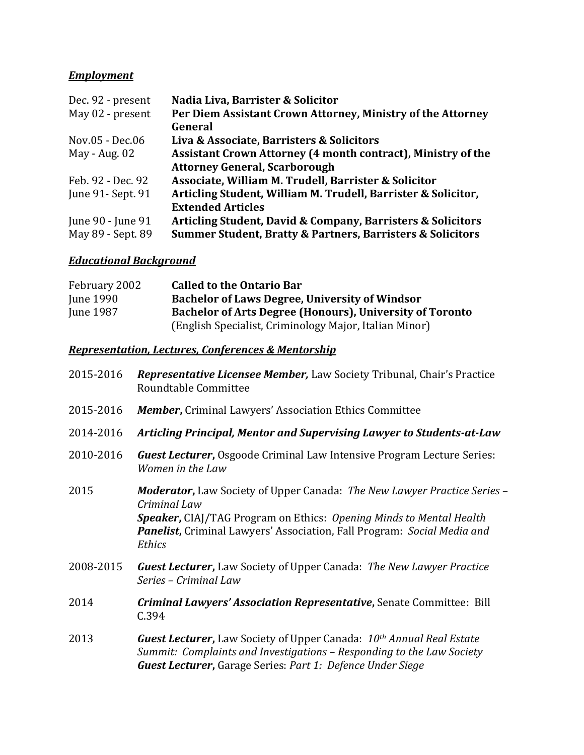## ***Employment***

| | |
|---|---|
| Dec. 92 - present | **Nadia Liva, Barrister & Solicitor** |
| May 02 - present | **Per Diem Assistant Crown Attorney, Ministry of the Attorney General** |
| Nov.05 - Dec.06 | **Liva & Associate, Barristers & Solicitors** |
| May - Aug. 02 | **Assistant Crown Attorney (4 month contract), Ministry of the Attorney General, Scarborough** |
| Feb. 92 - Dec. 92 | **Associate, William M. Trudell, Barrister & Solicitor** |
| June 91- Sept. 91 | **Articling Student, William M. Trudell, Barrister & Solicitor, Extended Articles** |
| June 90 - June 91 | **Articling Student, David & Company, Barristers & Solicitors** |
| May 89 - Sept. 89 | **Summer Student, Bratty & Partners, Barristers & Solicitors** |

## ***Educational Background***

| | |
|---|---|
| February 2002 | **Called to the Ontario Bar** |
| June 1990 | **Bachelor of Laws Degree, University of Windsor** |
| June 1987 | **Bachelor of Arts Degree (Honours), University of Toronto** (English Specialist, Criminology Major, Italian Minor) |

## ***Representation, Lectures, Conferences & Mentorship***

2015-2016 ***Representative Licensee Member,*** Law Society Tribunal, Chair's Practice Roundtable Committee

2015-2016 ***Member***, Criminal Lawyers' Association Ethics Committee

2014-2016 ***Articling Principal, Mentor and Supervising Lawyer to Students-at-Law***

2010-2016 ***Guest Lecturer***, Osgoode Criminal Law Intensive Program Lecture Series: *Women in the Law*

2015 ***Moderator***, Law Society of Upper Canada: *The New Lawyer Practice Series – Criminal Law*
***Speaker***, CIAJ/TAG Program on Ethics: *Opening Minds to Mental Health*
***Panelist***, Criminal Lawyers' Association, Fall Program: *Social Media and Ethics*

2008-2015 ***Guest Lecturer***, Law Society of Upper Canada: *The New Lawyer Practice Series – Criminal Law*

2014 ***Criminal Lawyers' Association Representative***, Senate Committee: Bill C.394

2013 ***Guest Lecturer***, Law Society of Upper Canada: *10th Annual Real Estate Summit: Complaints and Investigations – Responding to the Law Society*
***Guest Lecturer***, Garage Series: *Part 1: Defence Under Siege*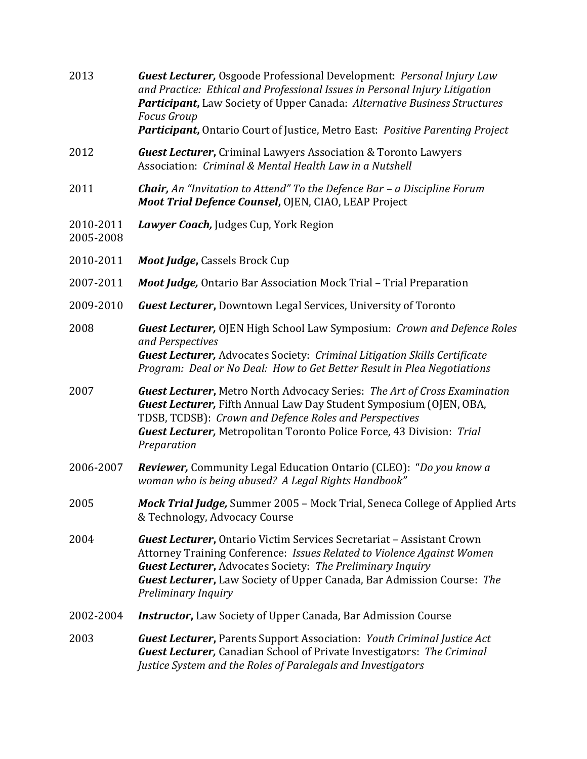| | |
|---|---|
| 2013 | ***Guest Lecturer,*** Osgoode Professional Development: *Personal Injury Law and Practice: Ethical and Professional Issues in Personal Injury Litigation*<br>***Participant*, **Law Society of Upper Canada: *Alternative Business Structures Focus Group*<br>***Participant*, **Ontario Court of Justice, Metro East: *Positive Parenting Project* |
| 2012 | ***Guest Lecturer*, **Criminal Lawyers Association & Toronto Lawyers Association: *Criminal & Mental Health Law in a Nutshell* |
| 2011 | ***Chair,*** *An "Invitation to Attend" To the Defence Bar – a Discipline Forum*<br>***Moot Trial Defence Counsel*, **OJEN, CIAO, LEAP Project |
| 2010-2011<br>2005-2008 | ***Lawyer Coach,*** Judges Cup, York Region |
| 2010-2011 | ***Moot Judge*, **Cassels Brock Cup |
| 2007-2011 | ***Moot Judge,*** Ontario Bar Association Mock Trial – Trial Preparation |
| 2009-2010 | ***Guest Lecturer*, **Downtown Legal Services, University of Toronto |
| 2008 | ***Guest Lecturer,*** OJEN High School Law Symposium: *Crown and Defence Roles and Perspectives*<br>***Guest Lecturer,*** Advocates Society: *Criminal Litigation Skills Certificate Program: Deal or No Deal: How to Get Better Result in Plea Negotiations* |
| 2007 | ***Guest Lecturer*, **Metro North Advocacy Series: *The Art of Cross Examination*<br>***Guest Lecturer,*** Fifth Annual Law Day Student Symposium (OJEN, OBA, TDSB, TCDSB): *Crown and Defence Roles and Perspectives*<br>***Guest Lecturer,*** Metropolitan Toronto Police Force, 43 Division: *Trial Preparation* |
| 2006-2007 | ***Reviewer,*** Community Legal Education Ontario (CLEO): "*Do you know a woman who is being abused? A Legal Rights Handbook"* |
| 2005 | ***Mock Trial Judge,*** Summer 2005 – Mock Trial, Seneca College of Applied Arts & Technology, Advocacy Course |
| 2004 | ***Guest Lecturer*, **Ontario Victim Services Secretariat – Assistant Crown Attorney Training Conference: *Issues Related to Violence Against Women*<br>***Guest Lecturer*, **Advocates Society: *The Preliminary Inquiry*<br>***Guest Lecturer*, **Law Society of Upper Canada, Bar Admission Course: *The Preliminary Inquiry* |
| 2002-2004 | ***Instructor*, **Law Society of Upper Canada, Bar Admission Course |
| 2003 | ***Guest Lecturer*, **Parents Support Association: *Youth Criminal Justice Act*<br>***Guest Lecturer,*** Canadian School of Private Investigators: *The Criminal Justice System and the Roles of Paralegals and Investigators* |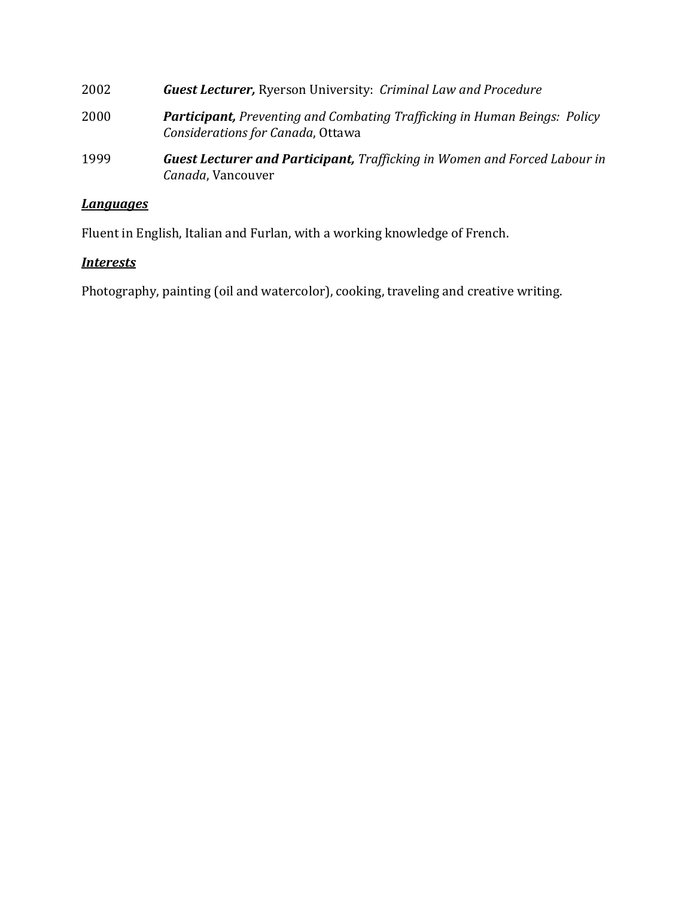2002 ***Guest Lecturer,*** Ryerson University: *Criminal Law and Procedure*

2000 ***Participant,*** *Preventing and Combating Trafficking in Human Beings: Policy Considerations for Canada*, Ottawa

1999 ***Guest Lecturer and Participant,*** *Trafficking in Women and Forced Labour in Canada*, Vancouver

## ***Languages***

Fluent in English, Italian and Furlan, with a working knowledge of French.

## ***Interests***

Photography, painting (oil and watercolor), cooking, traveling and creative writing.